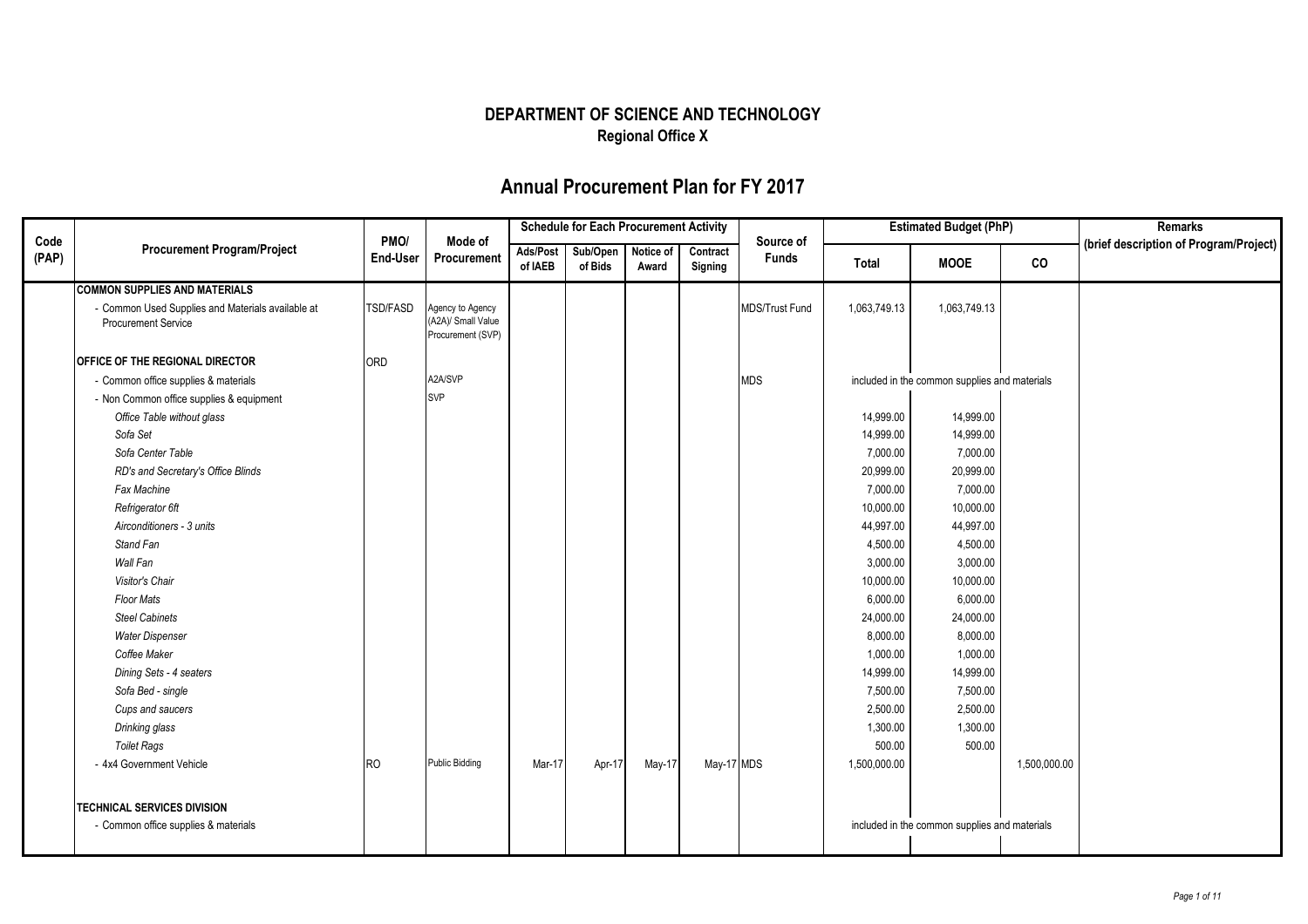# DEPARTMENT OF SCIENCE AND TECHNOLOGY
## Regional Office X

## Annual Procurement Plan for FY 2017

| Code (PAP) | Procurement Program/Project | PMO/ End-User | Mode of Procurement | Schedule for Each Procurement Activity | | | | Source of Funds | Estimated Budget (PhP) | | | Remarks (brief description of Program/Project) |
|---|---|---|---|---|---|---|---|---|---|---|---|---|
| | | | | Ads/Post of IAEB | Sub/Open of Bids | Notice of Award | Contract Signing | | Total | MOOE | CO | |
| | **COMMON SUPPLIES AND MATERIALS** | | | | | | | | | | | |
| | - Common Used Supplies and Materials available at Procurement Service | TSD/FASD | Agency to Agency (A2A)/ Small Value Procurement (SVP) | | | | | MDS/Trust Fund | 1,063,749.13 | 1,063,749.13 | | |
| | **OFFICE OF THE REGIONAL DIRECTOR** | ORD | | | | | | | | | | |
| | - Common office supplies & materials | | A2A/SVP | | | | | MDS | included in the common supplies and materials | | | |
| | - Non Common office supplies & equipment | | SVP | | | | | | | | | |
| | *Office Table without glass* | | | | | | | | 14,999.00 | 14,999.00 | | |
| | *Sofa Set* | | | | | | | | 14,999.00 | 14,999.00 | | |
| | *Sofa Center Table* | | | | | | | | 7,000.00 | 7,000.00 | | |
| | *RD's and Secretary's Office Blinds* | | | | | | | | 20,999.00 | 20,999.00 | | |
| | *Fax Machine* | | | | | | | | 7,000.00 | 7,000.00 | | |
| | *Refrigerator 6ft* | | | | | | | | 10,000.00 | 10,000.00 | | |
| | *Airconditioners - 3 units* | | | | | | | | 44,997.00 | 44,997.00 | | |
| | *Stand Fan* | | | | | | | | 4,500.00 | 4,500.00 | | |
| | *Wall Fan* | | | | | | | | 3,000.00 | 3,000.00 | | |
| | *Visitor's Chair* | | | | | | | | 10,000.00 | 10,000.00 | | |
| | *Floor Mats* | | | | | | | | 6,000.00 | 6,000.00 | | |
| | *Steel Cabinets* | | | | | | | | 24,000.00 | 24,000.00 | | |
| | *Water Dispenser* | | | | | | | | 8,000.00 | 8,000.00 | | |
| | *Coffee Maker* | | | | | | | | 1,000.00 | 1,000.00 | | |
| | *Dining Sets - 4 seaters* | | | | | | | | 14,999.00 | 14,999.00 | | |
| | *Sofa Bed - single* | | | | | | | | 7,500.00 | 7,500.00 | | |
| | *Cups and saucers* | | | | | | | | 2,500.00 | 2,500.00 | | |
| | *Drinking glass* | | | | | | | | 1,300.00 | 1,300.00 | | |
| | *Toilet Rags* | | | | | | | | 500.00 | 500.00 | | |
| | - 4x4 Government Vehicle | RO | Public Bidding | Mar-17 | Apr-17 | May-17 | May-17 | MDS | 1,500,000.00 | | 1,500,000.00 | |
| | **TECHNICAL SERVICES DIVISION** | | | | | | | | | | | |
| | - Common office supplies & materials | | | | | | | | included in the common supplies and materials | | | |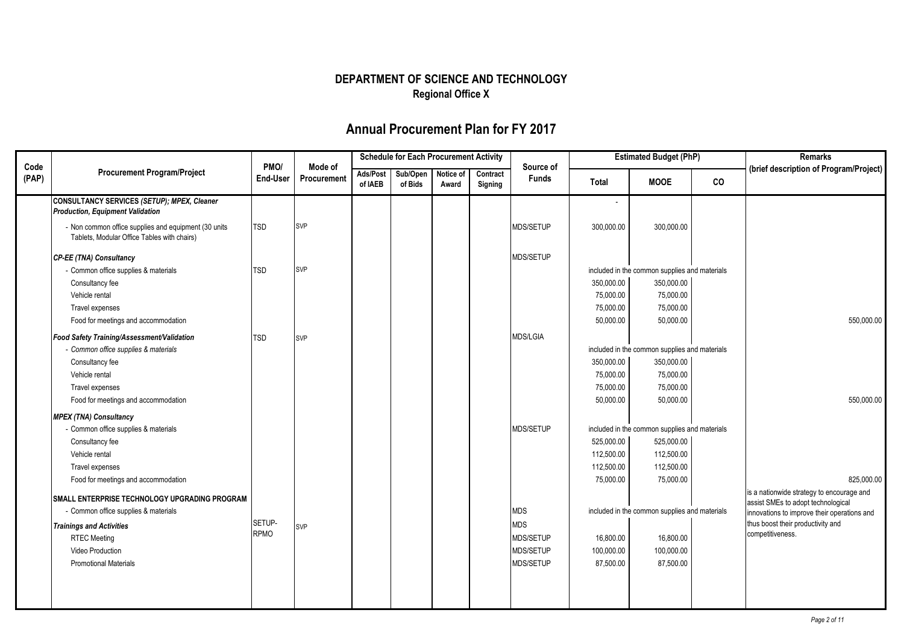# DEPARTMENT OF SCIENCE AND TECHNOLOGY

**Regional Office X**

## Annual Procurement Plan for FY 2017

| Code (PAP) | Procurement Program/Project | PMO/ End-User | Mode of Procurement | Schedule for Each Procurement Activity | | | | Source of Funds | Estimated Budget (PhP) | | | Remarks (brief description of Program/Project) |
|---|---|---|---|---|---|---|---|---|---|---|---|---|
| | | | | Ads/Post of IAEB | Sub/Open of Bids | Notice of Award | Contract Signing | | Total | MOOE | CO | |
| | **CONSULTANCY SERVICES *(SETUP)*; *MPEX, Cleaner Production, Equipment Validation*** | | | | | | | | - | | | |
| | - Non common office supplies and equipment (30 units Tablets, Modular Office Tables with chairs) | TSD | SVP | | | | | MDS/SETUP | 300,000.00 | 300,000.00 | | |
| | ***CP-EE (TNA) Consultancy*** | | | | | | | MDS/SETUP | | | | |
| | - Common office supplies & materials | TSD | SVP | | | | | | included in the common supplies and materials | | | |
| | Consultancy fee | | | | | | | | 350,000.00 | 350,000.00 | | |
| | Vehicle rental | | | | | | | | 75,000.00 | 75,000.00 | | |
| | Travel expenses | | | | | | | | 75,000.00 | 75,000.00 | | |
| | Food for meetings and accommodation | | | | | | | | 50,000.00 | 50,000.00 | | 550,000.00 |
| | ***Food Safety Training/Assessment/Validation*** | TSD | SVP | | | | | MDS/LGIA | | | | |
| | *- Common office supplies & materials* | | | | | | | | included in the common supplies and materials | | | |
| | Consultancy fee | | | | | | | | 350,000.00 | 350,000.00 | | |
| | Vehicle rental | | | | | | | | 75,000.00 | 75,000.00 | | |
| | Travel expenses | | | | | | | | 75,000.00 | 75,000.00 | | |
| | Food for meetings and accommodation | | | | | | | | 50,000.00 | 50,000.00 | | 550,000.00 |
| | ***MPEX (TNA) Consultancy*** | | | | | | | | | | | |
| | - Common office supplies & materials | | | | | | | MDS/SETUP | included in the common supplies and materials | | | |
| | Consultancy fee | | | | | | | | 525,000.00 | 525,000.00 | | |
| | Vehicle rental | | | | | | | | 112,500.00 | 112,500.00 | | |
| | Travel expenses | | | | | | | | 112,500.00 | 112,500.00 | | |
| | Food for meetings and accommodation | | | | | | | | 75,000.00 | 75,000.00 | | 825,000.00 |
| | **SMALL ENTERPRISE TECHNOLOGY UPGRADING PROGRAM** | | | | | | | | | | | is a nationwide strategy to encourage and assist SMEs to adopt technological innovations to improve their operations and thus boost their productivity and competitiveness. |
| | - Common office supplies & materials | | | | | | | MDS | included in the common supplies and materials | | | |
| | ***Trainings and Activities*** | SETUP-RPMO | SVP | | | | | MDS | | | | |
| | RTEC Meeting | | | | | | | MDS/SETUP | 16,800.00 | 16,800.00 | | |
| | Video Production | | | | | | | MDS/SETUP | 100,000.00 | 100,000.00 | | |
| | Promotional Materials | | | | | | | MDS/SETUP | 87,500.00 | 87,500.00 | | |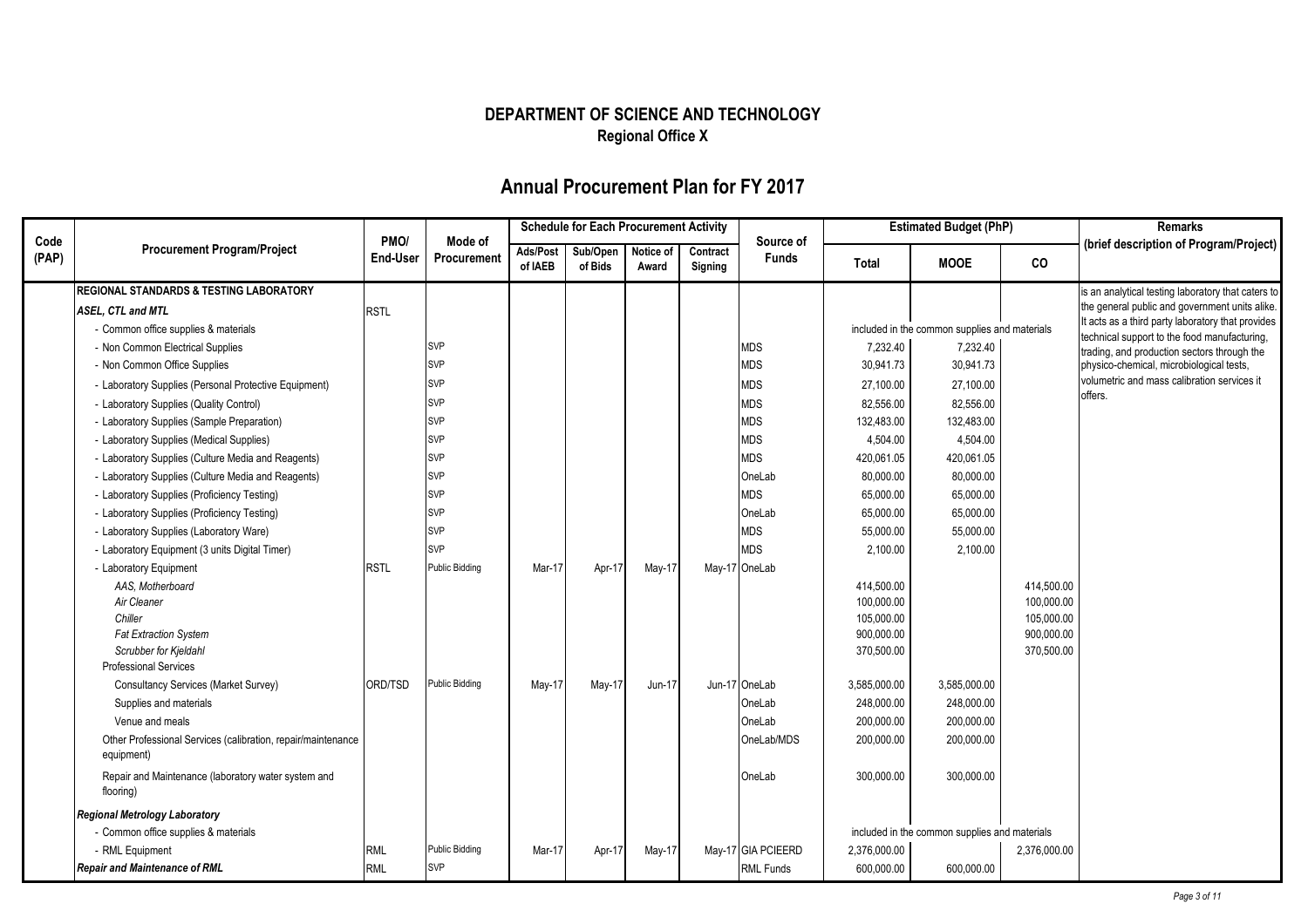**DEPARTMENT OF SCIENCE AND TECHNOLOGY**
**Regional Office X**

## Annual Procurement Plan for FY 2017

| Code (PAP) | Procurement Program/Project | PMO/ End-User | Mode of Procurement | Schedule for Each Procurement Activity | | | | Source of Funds | Estimated Budget (PhP) | | | Remarks (brief description of Program/Project) |
|---|---|---|---|---|---|---|---|---|---|---|---|---|
| | | | | Ads/Post of IAEB | Sub/Open of Bids | Notice of Award | Contract Signing | | Total | MOOE | CO | |
| | **REGIONAL STANDARDS & TESTING LABORATORY** | | | | | | | | | | | is an analytical testing laboratory that caters to the general public and government units alike. It acts as a third party laboratory that provides technical support to the food manufacturing, trading, and production sectors through the physico-chemical, microbiological tests, volumetric and mass calibration services it offers. |
| | ***ASEL, CTL and MTL*** | RSTL | | | | | | | | | | |
| | - Common office supplies & materials | | | | | | | | included in the common supplies and materials | | | |
| | - Non Common Electrical Supplies | | SVP | | | | | MDS | 7,232.40 | 7,232.40 | | |
| | - Non Common Office Supplies | | SVP | | | | | MDS | 30,941.73 | 30,941.73 | | |
| | - Laboratory Supplies (Personal Protective Equipment) | | SVP | | | | | MDS | 27,100.00 | 27,100.00 | | |
| | - Laboratory Supplies (Quality Control) | | SVP | | | | | MDS | 82,556.00 | 82,556.00 | | |
| | - Laboratory Supplies (Sample Preparation) | | SVP | | | | | MDS | 132,483.00 | 132,483.00 | | |
| | - Laboratory Supplies (Medical Supplies) | | SVP | | | | | MDS | 4,504.00 | 4,504.00 | | |
| | - Laboratory Supplies (Culture Media and Reagents) | | SVP | | | | | MDS | 420,061.05 | 420,061.05 | | |
| | - Laboratory Supplies (Culture Media and Reagents) | | SVP | | | | | OneLab | 80,000.00 | 80,000.00 | | |
| | - Laboratory Supplies (Proficiency Testing) | | SVP | | | | | MDS | 65,000.00 | 65,000.00 | | |
| | - Laboratory Supplies (Proficiency Testing) | | SVP | | | | | OneLab | 65,000.00 | 65,000.00 | | |
| | - Laboratory Supplies (Laboratory Ware) | | SVP | | | | | MDS | 55,000.00 | 55,000.00 | | |
| | - Laboratory Equipment (3 units Digital Timer) | | SVP | | | | | MDS | 2,100.00 | 2,100.00 | | |
| | - Laboratory Equipment | RSTL | Public Bidding | Mar-17 | Apr-17 | May-17 | May-17 | OneLab | | | | |
| | *AAS, Motherboard* | | | | | | | | 414,500.00 | | 414,500.00 | |
| | *Air Cleaner* | | | | | | | | 100,000.00 | | 100,000.00 | |
| | *Chiller* | | | | | | | | 105,000.00 | | 105,000.00 | |
| | *Fat Extraction System* | | | | | | | | 900,000.00 | | 900,000.00 | |
| | *Scrubber for Kjeldahl* | | | | | | | | 370,500.00 | | 370,500.00 | |
| | Professional Services | | | | | | | | | | | |
| | Consultancy Services (Market Survey) | ORD/TSD | Public Bidding | May-17 | May-17 | Jun-17 | Jun-17 | OneLab | 3,585,000.00 | 3,585,000.00 | | |
| | Supplies and materials | | | | | | | OneLab | 248,000.00 | 248,000.00 | | |
| | Venue and meals | | | | | | | OneLab | 200,000.00 | 200,000.00 | | |
| | Other Professional Services (calibration, repair/maintenance equipment) | | | | | | | OneLab/MDS | 200,000.00 | 200,000.00 | | |
| | Repair and Maintenance (laboratory water system and flooring) | | | | | | | OneLab | 300,000.00 | 300,000.00 | | |
| | ***Regional Metrology Laboratory*** | | | | | | | | | | | |
| | - Common office supplies & materials | | | | | | | | included in the common supplies and materials | | | |
| | - RML Equipment | RML | Public Bidding | Mar-17 | Apr-17 | May-17 | May-17 | GIA PCIEERD | 2,376,000.00 | | 2,376,000.00 | |
| | ***Repair and Maintenance of RML*** | RML | SVP | | | | | RML Funds | 600,000.00 | 600,000.00 | | |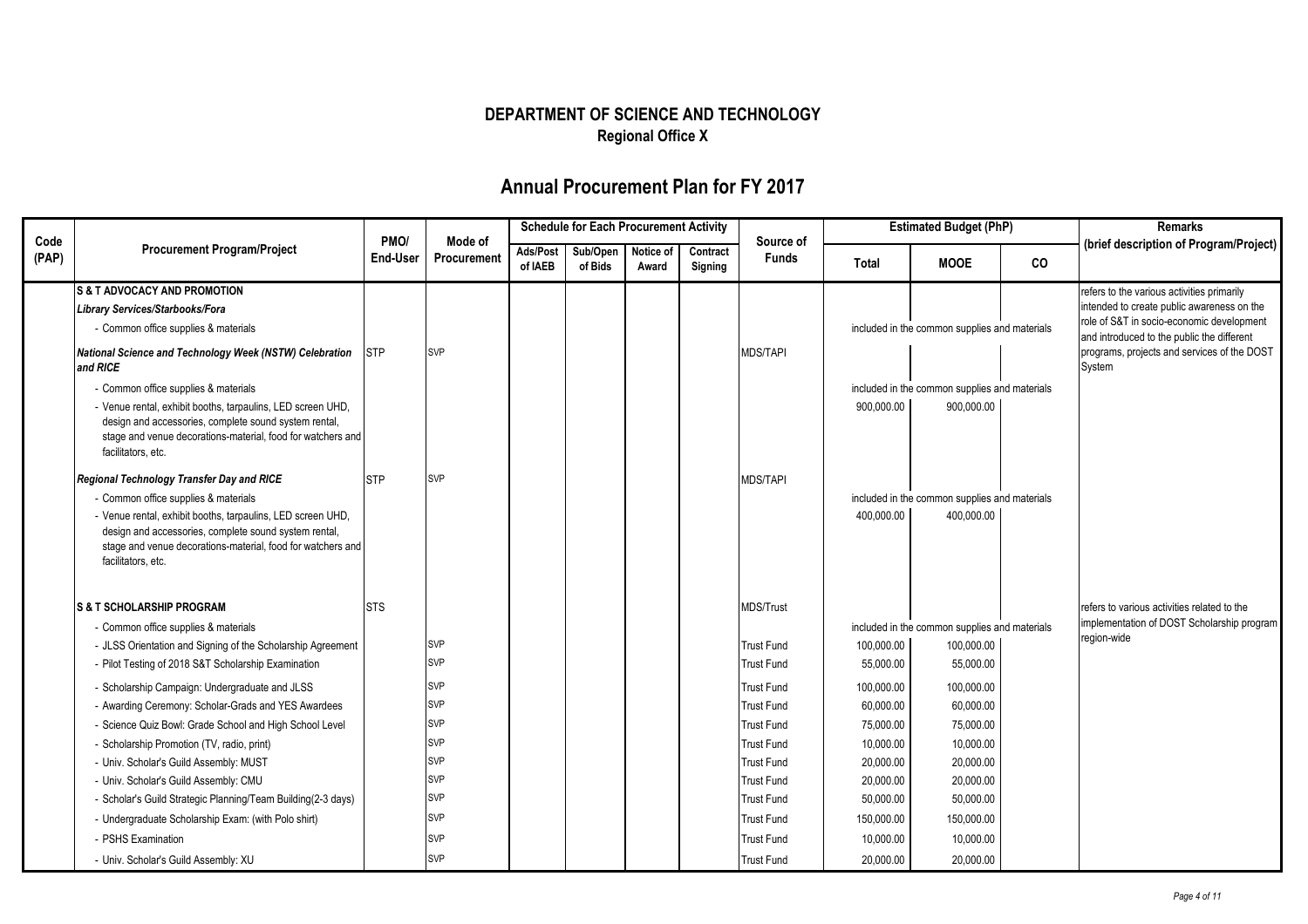# DEPARTMENT OF SCIENCE AND TECHNOLOGY

**Regional Office X**

## Annual Procurement Plan for FY 2017

| Code (PAP) | Procurement Program/Project | PMO/ End-User | Mode of Procurement | Schedule for Each Procurement Activity | | | | Source of Funds | Estimated Budget (PhP) | | | Remarks (brief description of Program/Project) |
|---|---|---|---|---|---|---|---|---|---|---|---|---|
| | | | | Ads/Post of IAEB | Sub/Open of Bids | Notice of Award | Contract Signing | | Total | MOOE | CO | |
| | **S & T ADVOCACY AND PROMOTION** | | | | | | | | | | | refers to the various activities primarily intended to create public awareness on the role of S&T in socio-economic development and introduced to the public the different programs, projects and services of the DOST System |
| | ***Library Services/Starbooks/Fora*** | | | | | | | | | | | |
| | - Common office supplies & materials | | | | | | | | included in the common supplies and materials | | | |
| | ***National Science and Technology Week (NSTW) Celebration and RICE*** | STP | SVP | | | | | MDS/TAPI | | | | |
| | - Common office supplies & materials | | | | | | | | included in the common supplies and materials | | | |
| | - Venue rental, exhibit booths, tarpaulins, LED screen UHD, design and accessories, complete sound system rental, stage and venue decorations-material, food for watchers and facilitators, etc. | | | | | | | | 900,000.00 | 900,000.00 | | |
| | ***Regional Technology Transfer Day and RICE*** | STP | SVP | | | | | MDS/TAPI | | | | |
| | - Common office supplies & materials | | | | | | | | included in the common supplies and materials | | | |
| | - Venue rental, exhibit booths, tarpaulins, LED screen UHD, design and accessories, complete sound system rental, stage and venue decorations-material, food for watchers and facilitators, etc. | | | | | | | | 400,000.00 | 400,000.00 | | |
| | **S & T SCHOLARSHIP PROGRAM** | STS | | | | | | MDS/Trust | | | | refers to various activities related to the implementation of DOST Scholarship program region-wide |
| | - Common office supplies & materials | | | | | | | | included in the common supplies and materials | | | |
| | - JLSS Orientation and Signing of the Scholarship Agreement | | SVP | | | | | Trust Fund | 100,000.00 | 100,000.00 | | |
| | - Pilot Testing of 2018 S&T Scholarship Examination | | SVP | | | | | Trust Fund | 55,000.00 | 55,000.00 | | |
| | - Scholarship Campaign: Undergraduate and JLSS | | SVP | | | | | Trust Fund | 100,000.00 | 100,000.00 | | |
| | - Awarding Ceremony: Scholar-Grads and YES Awardees | | SVP | | | | | Trust Fund | 60,000.00 | 60,000.00 | | |
| | - Science Quiz Bowl: Grade School and High School Level | | SVP | | | | | Trust Fund | 75,000.00 | 75,000.00 | | |
| | - Scholarship Promotion (TV, radio, print) | | SVP | | | | | Trust Fund | 10,000.00 | 10,000.00 | | |
| | - Univ. Scholar's Guild Assembly: MUST | | SVP | | | | | Trust Fund | 20,000.00 | 20,000.00 | | |
| | - Univ. Scholar's Guild Assembly: CMU | | SVP | | | | | Trust Fund | 20,000.00 | 20,000.00 | | |
| | - Scholar's Guild Strategic Planning/Team Building(2-3 days) | | SVP | | | | | Trust Fund | 50,000.00 | 50,000.00 | | |
| | - Undergraduate Scholarship Exam: (with Polo shirt) | | SVP | | | | | Trust Fund | 150,000.00 | 150,000.00 | | |
| | - PSHS Examination | | SVP | | | | | Trust Fund | 10,000.00 | 10,000.00 | | |
| | - Univ. Scholar's Guild Assembly: XU | | SVP | | | | | Trust Fund | 20,000.00 | 20,000.00 | | |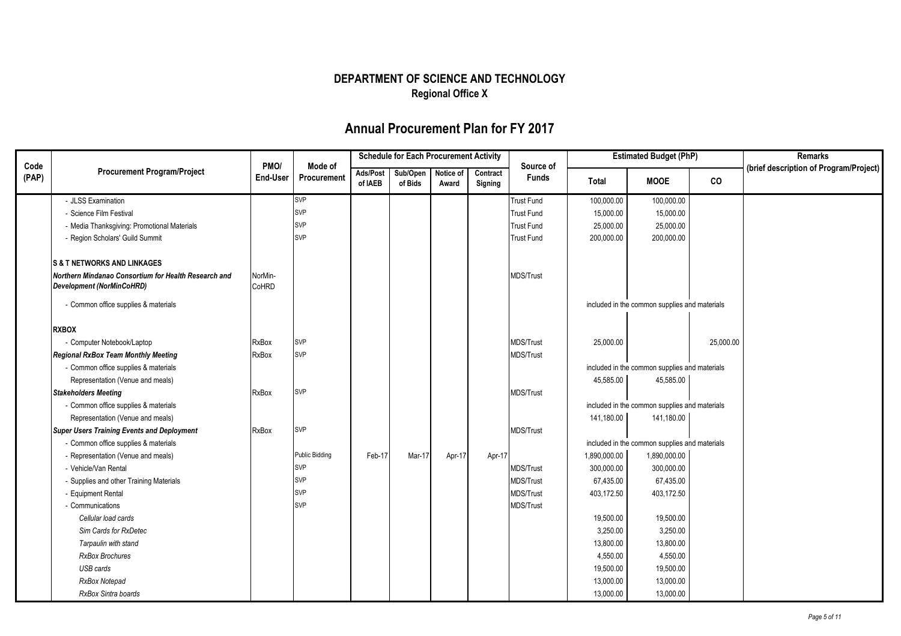# DEPARTMENT OF SCIENCE AND TECHNOLOGY

**Regional Office X**

## Annual Procurement Plan for FY 2017

| Code (PAP) | Procurement Program/Project | PMO/ End-User | Mode of Procurement | Schedule for Each Procurement Activity | | | | Source of Funds | Estimated Budget (PhP) | | | Remarks (brief description of Program/Project) |
|---|---|---|---|---|---|---|---|---|---|---|---|---|
| | | | | Ads/Post of IAEB | Sub/Open of Bids | Notice of Award | Contract Signing | | Total | MOOE | CO | |
| | - JLSS Examination | | SVP | | | | | Trust Fund | 100,000.00 | 100,000.00 | | |
| | - Science Film Festival | | SVP | | | | | Trust Fund | 15,000.00 | 15,000.00 | | |
| | - Media Thanksgiving: Promotional Materials | | SVP | | | | | Trust Fund | 25,000.00 | 25,000.00 | | |
| | - Region Scholars' Guild Summit | | SVP | | | | | Trust Fund | 200,000.00 | 200,000.00 | | |
| | **S & T NETWORKS AND LINKAGES** | | | | | | | | | | | |
| | ***Northern Mindanao Consortium for Health Research and Development (NorMinCoHRD)*** | NorMin-CoHRD | | | | | | MDS/Trust | | | | |
| | - Common office supplies & materials | | | | | | | | included in the common supplies and materials | | | |
| | **RXBOX** | | | | | | | | | | | |
| | - Computer Notebook/Laptop | RxBox | SVP | | | | | MDS/Trust | 25,000.00 | | 25,000.00 | |
| | ***Regional RxBox Team Monthly Meeting*** | RxBox | SVP | | | | | MDS/Trust | | | | |
| | - Common office supplies & materials | | | | | | | | included in the common supplies and materials | | | |
| | Representation (Venue and meals) | | | | | | | | 45,585.00 | 45,585.00 | | |
| | ***Stakeholders Meeting*** | RxBox | SVP | | | | | MDS/Trust | | | | |
| | - Common office supplies & materials | | | | | | | | included in the common supplies and materials | | | |
| | Representation (Venue and meals) | | | | | | | | 141,180.00 | 141,180.00 | | |
| | ***Super Users Training Events and Deployment*** | RxBox | SVP | | | | | MDS/Trust | | | | |
| | - Common office supplies & materials | | | | | | | | included in the common supplies and materials | | | |
| | - Representation (Venue and meals) | | Public Bidding | Feb-17 | Mar-17 | Apr-17 | Apr-17 | | 1,890,000.00 | 1,890,000.00 | | |
| | - Vehicle/Van Rental | | SVP | | | | | MDS/Trust | 300,000.00 | 300,000.00 | | |
| | - Supplies and other Training Materials | | SVP | | | | | MDS/Trust | 67,435.00 | 67,435.00 | | |
| | - Equipment Rental | | SVP | | | | | MDS/Trust | 403,172.50 | 403,172.50 | | |
| | - Communications | | SVP | | | | | MDS/Trust | | | | |
| | *Cellular load cards* | | | | | | | | 19,500.00 | 19,500.00 | | |
| | *Sim Cards for RxDetec* | | | | | | | | 3,250.00 | 3,250.00 | | |
| | *Tarpaulin with stand* | | | | | | | | 13,800.00 | 13,800.00 | | |
| | *RxBox Brochures* | | | | | | | | 4,550.00 | 4,550.00 | | |
| | *USB cards* | | | | | | | | 19,500.00 | 19,500.00 | | |
| | *RxBox Notepad* | | | | | | | | 13,000.00 | 13,000.00 | | |
| | *RxBox Sintra boards* | | | | | | | | 13,000.00 | 13,000.00 | | |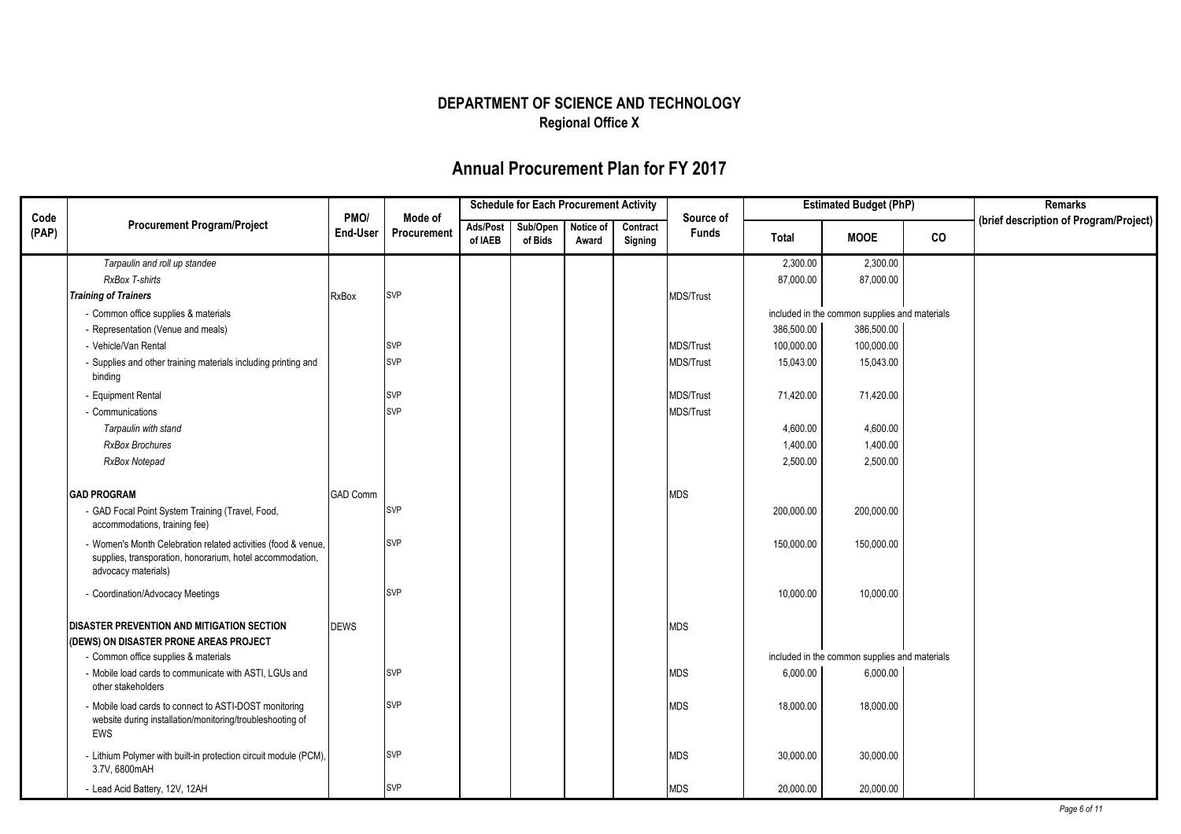# DEPARTMENT OF SCIENCE AND TECHNOLOGY
## Regional Office X

# Annual Procurement Plan for FY 2017

| Code (PAP) | Procurement Program/Project | PMO/ End-User | Mode of Procurement | Schedule for Each Procurement Activity | | | | Source of Funds | Estimated Budget (PhP) | | | Remarks (brief description of Program/Project) |
|---|---|---|---|---|---|---|---|---|---|---|---|---|
| | | | | Ads/Post of IAEB | Sub/Open of Bids | Notice of Award | Contract Signing | | Total | MOOE | CO | |
| | *Tarpaulin and roll up standee* | | | | | | | | 2,300.00 | 2,300.00 | | |
| | *RxBox T-shirts* | | | | | | | | 87,000.00 | 87,000.00 | | |
| | ***Training of Trainers*** | RxBox | SVP | | | | | MDS/Trust | | | | |
| | - Common office supplies & materials | | | | | | | | included in the common supplies and materials | | | |
| | - Representation (Venue and meals) | | | | | | | | 386,500.00 | 386,500.00 | | |
| | - Vehicle/Van Rental | | SVP | | | | | MDS/Trust | 100,000.00 | 100,000.00 | | |
| | - Supplies and other training materials including printing and binding | | SVP | | | | | MDS/Trust | 15,043.00 | 15,043.00 | | |
| | - Equipment Rental | | SVP | | | | | MDS/Trust | 71,420.00 | 71,420.00 | | |
| | - Communications | | SVP | | | | | MDS/Trust | | | | |
| | *Tarpaulin with stand* | | | | | | | | 4,600.00 | 4,600.00 | | |
| | *RxBox Brochures* | | | | | | | | 1,400.00 | 1,400.00 | | |
| | *RxBox Notepad* | | | | | | | | 2,500.00 | 2,500.00 | | |
| | **GAD PROGRAM** | GAD Comm | | | | | | MDS | | | | |
| | - GAD Focal Point System Training (Travel, Food, accommodations, training fee) | | SVP | | | | | | 200,000.00 | 200,000.00 | | |
| | - Women's Month Celebration related activities (food & venue, supplies, transporation, honorarium, hotel accommodation, advocacy materials) | | SVP | | | | | | 150,000.00 | 150,000.00 | | |
| | - Coordination/Advocacy Meetings | | SVP | | | | | | 10,000.00 | 10,000.00 | | |
| | **DISASTER PREVENTION AND MITIGATION SECTION (DEWS) ON DISASTER PRONE AREAS PROJECT** | DEWS | | | | | | MDS | | | | |
| | - Common office supplies & materials | | | | | | | | included in the common supplies and materials | | | |
| | - Mobile load cards to communicate with ASTI, LGUs and other stakeholders | | SVP | | | | | MDS | 6,000.00 | 6,000.00 | | |
| | - Mobile load cards to connect to ASTI-DOST monitoring website during installation/monitoring/troubleshooting of EWS | | SVP | | | | | MDS | 18,000.00 | 18,000.00 | | |
| | - Lithium Polymer with built-in protection circuit module (PCM), 3.7V, 6800mAH | | SVP | | | | | MDS | 30,000.00 | 30,000.00 | | |
| | - Lead Acid Battery, 12V, 12AH | | SVP | | | | | MDS | 20,000.00 | 20,000.00 | | |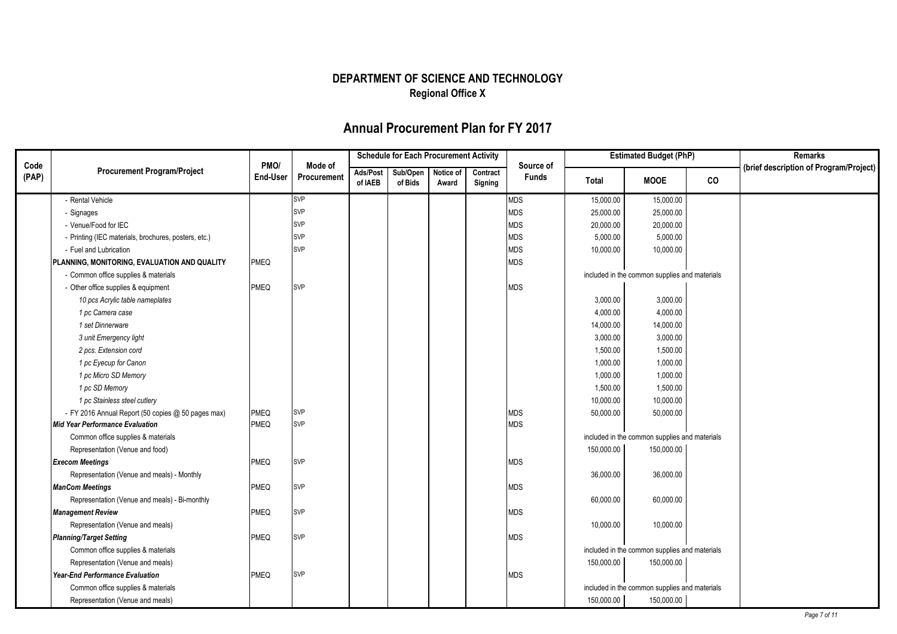# DEPARTMENT OF SCIENCE AND TECHNOLOGY

**Regional Office X**

## Annual Procurement Plan for FY 2017

| Code (PAP) | Procurement Program/Project | PMO/ End-User | Mode of Procurement | Schedule for Each Procurement Activity | | | | Source of Funds | Estimated Budget (PhP) | | | Remarks (brief description of Program/Project) |
|---|---|---|---|---|---|---|---|---|---|---|---|---|
| | | | | Ads/Post of IAEB | Sub/Open of Bids | Notice of Award | Contract Signing | | Total | MOOE | CO | |
| | - Rental Vehicle | | SVP | | | | | MDS | 15,000.00 | 15,000.00 | | |
| | - Signages | | SVP | | | | | MDS | 25,000.00 | 25,000.00 | | |
| | - Venue/Food for IEC | | SVP | | | | | MDS | 20,000.00 | 20,000.00 | | |
| | - Printing (IEC materials, brochures, posters, etc.) | | SVP | | | | | MDS | 5,000.00 | 5,000.00 | | |
| | - Fuel and Lubrication | | SVP | | | | | MDS | 10,000.00 | 10,000.00 | | |
| | **PLANNING, MONITORING, EVALUATION AND QUALITY** | PMEQ | | | | | | MDS | | | | |
| | - Common office supplies & materials | | | | | | | | included in the common supplies and materials | | | |
| | - Other office supplies & equipment | PMEQ | SVP | | | | | MDS | | | | |
| | *10 pcs Acrylic table nameplates* | | | | | | | | 3,000.00 | 3,000.00 | | |
| | *1 pc Camera case* | | | | | | | | 4,000.00 | 4,000.00 | | |
| | *1 set Dinnerware* | | | | | | | | 14,000.00 | 14,000.00 | | |
| | *3 unit Emergency light* | | | | | | | | 3,000.00 | 3,000.00 | | |
| | *2 pcs. Extension cord* | | | | | | | | 1,500.00 | 1,500.00 | | |
| | *1 pc Eyecup for Canon* | | | | | | | | 1,000.00 | 1,000.00 | | |
| | *1 pc Micro SD Memory* | | | | | | | | 1,000.00 | 1,000.00 | | |
| | *1 pc SD Memory* | | | | | | | | 1,500.00 | 1,500.00 | | |
| | *1 pc Stainless steel cutlery* | | | | | | | | 10,000.00 | 10,000.00 | | |
| | - FY 2016 Annual Report (50 copies @ 50 pages max) | PMEQ | SVP | | | | | MDS | 50,000.00 | 50,000.00 | | |
| | ***Mid Year Performance Evaluation*** | PMEQ | SVP | | | | | MDS | | | | |
| | Common office supplies & materials | | | | | | | | included in the common supplies and materials | | | |
| | Representation (Venue and food) | | | | | | | | 150,000.00 | 150,000.00 | | |
| | ***Execom Meetings*** | PMEQ | SVP | | | | | MDS | | | | |
| | Representation (Venue and meals) - Monthly | | | | | | | | 36,000.00 | 36,000.00 | | |
| | ***ManCom Meetings*** | PMEQ | SVP | | | | | MDS | | | | |
| | Representation (Venue and meals) - Bi-monthly | | | | | | | | 60,000.00 | 60,000.00 | | |
| | ***Management Review*** | PMEQ | SVP | | | | | MDS | | | | |
| | Representation (Venue and meals) | | | | | | | | 10,000.00 | 10,000.00 | | |
| | ***Planning/Target Setting*** | PMEQ | SVP | | | | | MDS | | | | |
| | Common office supplies & materials | | | | | | | | included in the common supplies and materials | | | |
| | Representation (Venue and meals) | | | | | | | | 150,000.00 | 150,000.00 | | |
| | ***Year-End Performance Evaluation*** | PMEQ | SVP | | | | | MDS | | | | |
| | Common office supplies & materials | | | | | | | | included in the common supplies and materials | | | |
| | Representation (Venue and meals) | | | | | | | | 150,000.00 | 150,000.00 | | |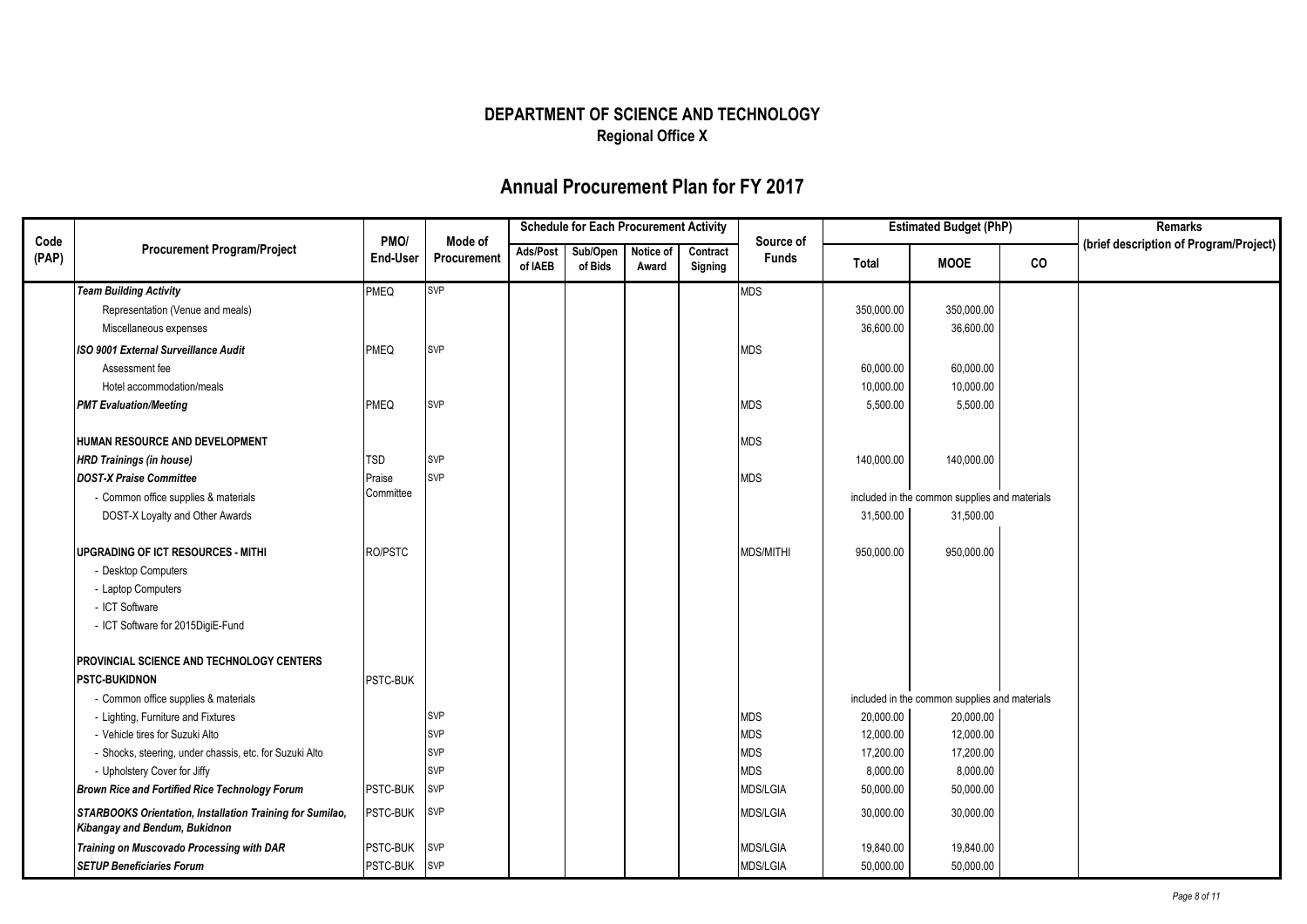# DEPARTMENT OF SCIENCE AND TECHNOLOGY

## Regional Office X

## Annual Procurement Plan for FY 2017

| Code (PAP) | Procurement Program/Project | PMO/ End-User | Mode of Procurement | Schedule for Each Procurement Activity | | | | Source of Funds | Estimated Budget (PhP) | | | Remarks (brief description of Program/Project) |
|---|---|---|---|---|---|---|---|---|---|---|---|---|
| | | | | Ads/Post of IAEB | Sub/Open of Bids | Notice of Award | Contract Signing | | Total | MOOE | CO | |
| | ***Team Building Activity*** | PMEQ | SVP | | | | | MDS | | | | |
| | Representation (Venue and meals) | | | | | | | | 350,000.00 | 350,000.00 | | |
| | Miscellaneous expenses | | | | | | | | 36,600.00 | 36,600.00 | | |
| | ***ISO 9001 External Surveillance Audit*** | PMEQ | SVP | | | | | MDS | | | | |
| | Assessment fee | | | | | | | | 60,000.00 | 60,000.00 | | |
| | Hotel accommodation/meals | | | | | | | | 10,000.00 | 10,000.00 | | |
| | ***PMT Evaluation/Meeting*** | PMEQ | SVP | | | | | MDS | 5,500.00 | 5,500.00 | | |
| | **HUMAN RESOURCE AND DEVELOPMENT** | | | | | | | MDS | | | | |
| | ***HRD Trainings (in house)*** | TSD | SVP | | | | | | 140,000.00 | 140,000.00 | | |
| | ***DOST-X Praise Committee*** | Praise Committee | SVP | | | | | MDS | | | | |
| | - Common office supplies & materials | | | | | | | | included in the common supplies and materials | | | |
| | DOST-X Loyalty and Other Awards | | | | | | | | 31,500.00 | 31,500.00 | | |
| | **UPGRADING OF ICT RESOURCES - MITHI** | RO/PSTC | | | | | | MDS/MITHI | 950,000.00 | 950,000.00 | | |
| | - Desktop Computers | | | | | | | | | | | |
| | - Laptop Computers | | | | | | | | | | | |
| | - ICT Software | | | | | | | | | | | |
| | - ICT Software for 2015DigiE-Fund | | | | | | | | | | | |
| | **PROVINCIAL SCIENCE AND TECHNOLOGY CENTERS** | | | | | | | | | | | |
| | **PSTC-BUKIDNON** | PSTC-BUK | | | | | | | | | | |
| | - Common office supplies & materials | | | | | | | | included in the common supplies and materials | | | |
| | - Lighting, Furniture and Fixtures | | SVP | | | | | MDS | 20,000.00 | 20,000.00 | | |
| | - Vehicle tires for Suzuki Alto | | SVP | | | | | MDS | 12,000.00 | 12,000.00 | | |
| | - Shocks, steering, under chassis, etc. for Suzuki Alto | | SVP | | | | | MDS | 17,200.00 | 17,200.00 | | |
| | - Upholstery Cover for Jiffy | | SVP | | | | | MDS | 8,000.00 | 8,000.00 | | |
| | ***Brown Rice and Fortified Rice Technology Forum*** | PSTC-BUK | SVP | | | | | MDS/LGIA | 50,000.00 | 50,000.00 | | |
| | ***STARBOOKS Orientation, Installation Training for Sumilao, Kibangay and Bendum, Bukidnon*** | PSTC-BUK | SVP | | | | | MDS/LGIA | 30,000.00 | 30,000.00 | | |
| | ***Training on Muscovado Processing with DAR*** | PSTC-BUK | SVP | | | | | MDS/LGIA | 19,840.00 | 19,840.00 | | |
| | ***SETUP Beneficiaries Forum*** | PSTC-BUK | SVP | | | | | MDS/LGIA | 50,000.00 | 50,000.00 | | |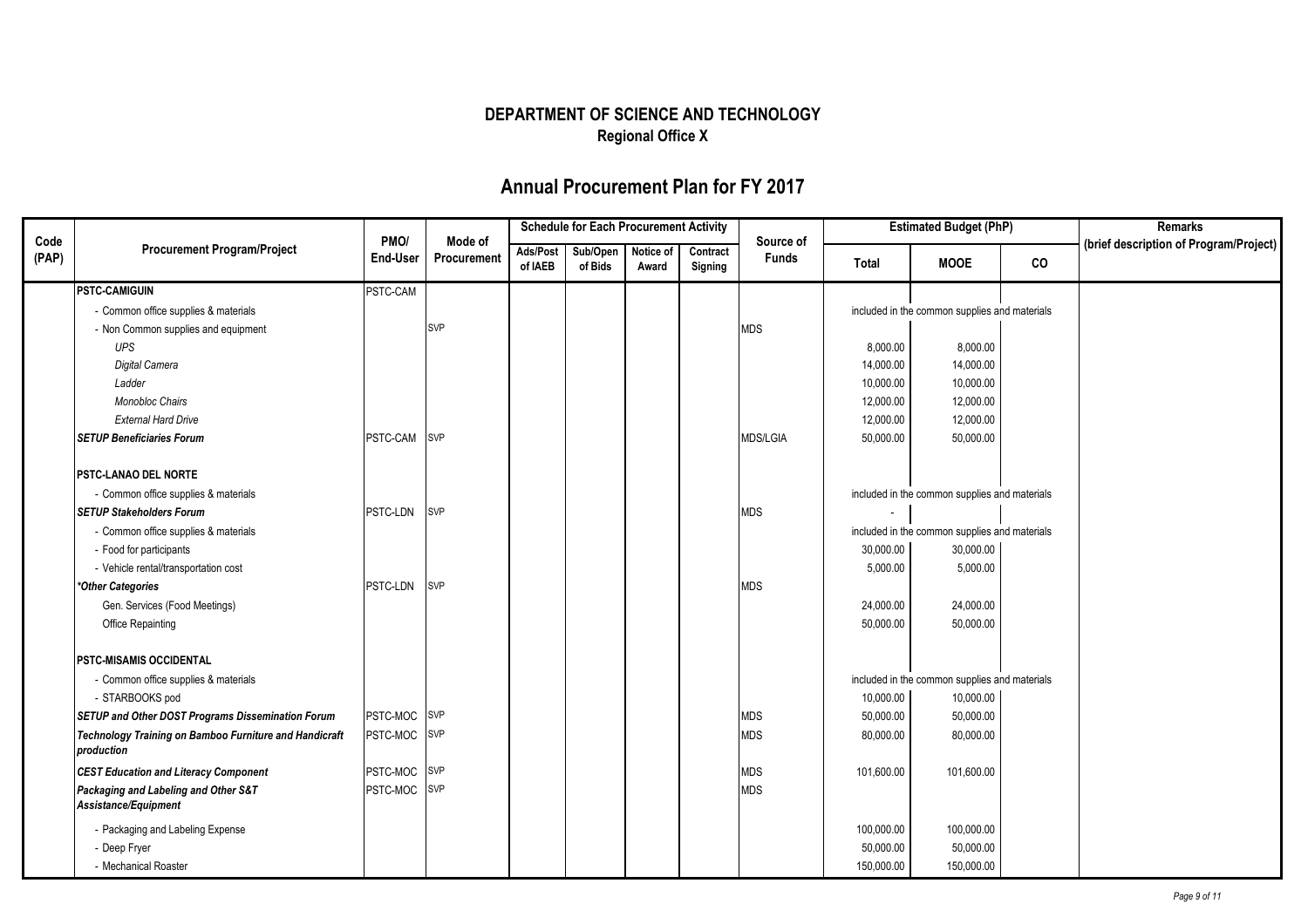# DEPARTMENT OF SCIENCE AND TECHNOLOGY

## Regional Office X

## Annual Procurement Plan for FY 2017

| Code (PAP) | Procurement Program/Project | PMO/ End-User | Mode of Procurement | Schedule for Each Procurement Activity | | | | Source of Funds | Estimated Budget (PhP) | | | Remarks (brief description of Program/Project) |
|---|---|---|---|---|---|---|---|---|---|---|---|---|
| | | | | Ads/Post of IAEB | Sub/Open of Bids | Notice of Award | Contract Signing | | Total | MOOE | CO | |
| | **PSTC-CAMIGUIN** | PSTC-CAM | | | | | | | | | | |
| | - Common office supplies & materials | | | | | | | | included in the common supplies and materials | | | |
| | - Non Common supplies and equipment | | SVP | | | | | MDS | | | | |
| | *UPS* | | | | | | | | 8,000.00 | 8,000.00 | | |
| | *Digital Camera* | | | | | | | | 14,000.00 | 14,000.00 | | |
| | *Ladder* | | | | | | | | 10,000.00 | 10,000.00 | | |
| | *Monobloc Chairs* | | | | | | | | 12,000.00 | 12,000.00 | | |
| | *External Hard Drive* | | | | | | | | 12,000.00 | 12,000.00 | | |
| | ***SETUP Beneficiaries Forum*** | PSTC-CAM | SVP | | | | | MDS/LGIA | 50,000.00 | 50,000.00 | | |
| | | | | | | | | | | | | |
| | **PSTC-LANAO DEL NORTE** | | | | | | | | | | | |
| | - Common office supplies & materials | | | | | | | | included in the common supplies and materials | | | |
| | ***SETUP Stakeholders Forum*** | PSTC-LDN | SVP | | | | | MDS | - | | | |
| | - Common office supplies & materials | | | | | | | | included in the common supplies and materials | | | |
| | - Food for participants | | | | | | | | 30,000.00 | 30,000.00 | | |
| | - Vehicle rental/transportation cost | | | | | | | | 5,000.00 | 5,000.00 | | |
| | ***Other Categories*** | PSTC-LDN | SVP | | | | | MDS | | | | |
| | Gen. Services (Food Meetings) | | | | | | | | 24,000.00 | 24,000.00 | | |
| | Office Repainting | | | | | | | | 50,000.00 | 50,000.00 | | |
| | | | | | | | | | | | | |
| | **PSTC-MISAMIS OCCIDENTAL** | | | | | | | | | | | |
| | - Common office supplies & materials | | | | | | | | included in the common supplies and materials | | | |
| | - STARBOOKS pod | | | | | | | | 10,000.00 | 10,000.00 | | |
| | ***SETUP and Other DOST Programs Dissemination Forum*** | PSTC-MOC | SVP | | | | | MDS | 50,000.00 | 50,000.00 | | |
| | ***Technology Training on Bamboo Furniture and Handicraft production*** | PSTC-MOC | SVP | | | | | MDS | 80,000.00 | 80,000.00 | | |
| | ***CEST Education and Literacy Component*** | PSTC-MOC | SVP | | | | | MDS | 101,600.00 | 101,600.00 | | |
| | ***Packaging and Labeling and Other S&T Assistance/Equipment*** | PSTC-MOC | SVP | | | | | MDS | | | | |
| | - Packaging and Labeling Expense | | | | | | | | 100,000.00 | 100,000.00 | | |
| | - Deep Fryer | | | | | | | | 50,000.00 | 50,000.00 | | |
| | - Mechanical Roaster | | | | | | | | 150,000.00 | 150,000.00 | | |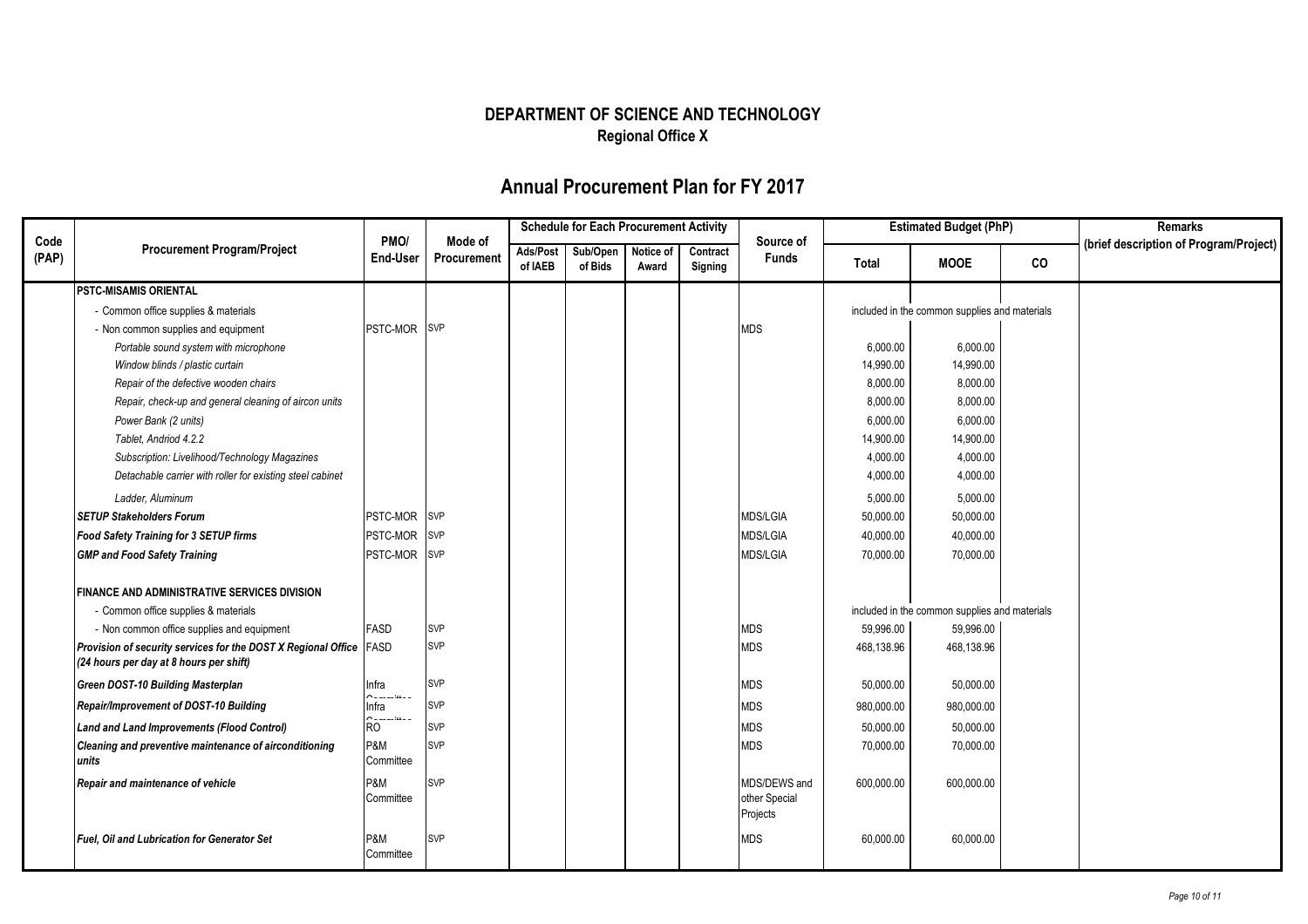# DEPARTMENT OF SCIENCE AND TECHNOLOGY
## Regional Office X

## Annual Procurement Plan for FY 2017

| Code (PAP) | Procurement Program/Project | PMO/ End-User | Mode of Procurement | Schedule for Each Procurement Activity | | | | Source of Funds | Estimated Budget (PhP) | | | Remarks (brief description of Program/Project) |
|---|---|---|---|---|---|---|---|---|---|---|---|---|
| | | | | Ads/Post of IAEB | Sub/Open of Bids | Notice of Award | Contract Signing | | Total | MOOE | CO | |
| | **PSTC-MISAMIS ORIENTAL** | | | | | | | | | | | |
| | - Common office supplies & materials | | | | | | | | included in the common supplies and materials | | | |
| | - Non common supplies and equipment | PSTC-MOR | SVP | | | | | MDS | | | | |
| | *Portable sound system with microphone* | | | | | | | | 6,000.00 | 6,000.00 | | |
| | *Window blinds / plastic curtain* | | | | | | | | 14,990.00 | 14,990.00 | | |
| | *Repair of the defective wooden chairs* | | | | | | | | 8,000.00 | 8,000.00 | | |
| | *Repair, check-up and general cleaning of aircon units* | | | | | | | | 8,000.00 | 8,000.00 | | |
| | *Power Bank (2 units)* | | | | | | | | 6,000.00 | 6,000.00 | | |
| | *Tablet, Andriod 4.2.2* | | | | | | | | 14,900.00 | 14,900.00 | | |
| | *Subscription: Livelihood/Technology Magazines* | | | | | | | | 4,000.00 | 4,000.00 | | |
| | *Detachable carrier with roller for existing steel cabinet* | | | | | | | | 4,000.00 | 4,000.00 | | |
| | *Ladder, Aluminum* | | | | | | | | 5,000.00 | 5,000.00 | | |
| | ***SETUP Stakeholders Forum*** | PSTC-MOR | SVP | | | | | MDS/LGIA | 50,000.00 | 50,000.00 | | |
| | ***Food Safety Training for 3 SETUP firms*** | PSTC-MOR | SVP | | | | | MDS/LGIA | 40,000.00 | 40,000.00 | | |
| | ***GMP and Food Safety Training*** | PSTC-MOR | SVP | | | | | MDS/LGIA | 70,000.00 | 70,000.00 | | |
| | **FINANCE AND ADMINISTRATIVE SERVICES DIVISION** | | | | | | | | | | | |
| | - Common office supplies & materials | | | | | | | | included in the common supplies and materials | | | |
| | - Non common office supplies and equipment | FASD | SVP | | | | | MDS | 59,996.00 | 59,996.00 | | |
| | ***Provision of security services for the DOST X Regional Office (24 hours per day at 8 hours per shift)*** | FASD | SVP | | | | | MDS | 468,138.96 | 468,138.96 | | |
| | ***Green DOST-10 Building Masterplan*** | Infra Committee | SVP | | | | | MDS | 50,000.00 | 50,000.00 | | |
| | ***Repair/Improvement of DOST-10 Building*** | Infra Committee | SVP | | | | | MDS | 980,000.00 | 980,000.00 | | |
| | ***Land and Land Improvements (Flood Control)*** | RO | SVP | | | | | MDS | 50,000.00 | 50,000.00 | | |
| | ***Cleaning and preventive maintenance of airconditioning units*** | P&M Committee | SVP | | | | | MDS | 70,000.00 | 70,000.00 | | |
| | ***Repair and maintenance of vehicle*** | P&M Committee | SVP | | | | | MDS/DEWS and other Special Projects | 600,000.00 | 600,000.00 | | |
| | ***Fuel, Oil and Lubrication for Generator Set*** | P&M Committee | SVP | | | | | MDS | 60,000.00 | 60,000.00 | | |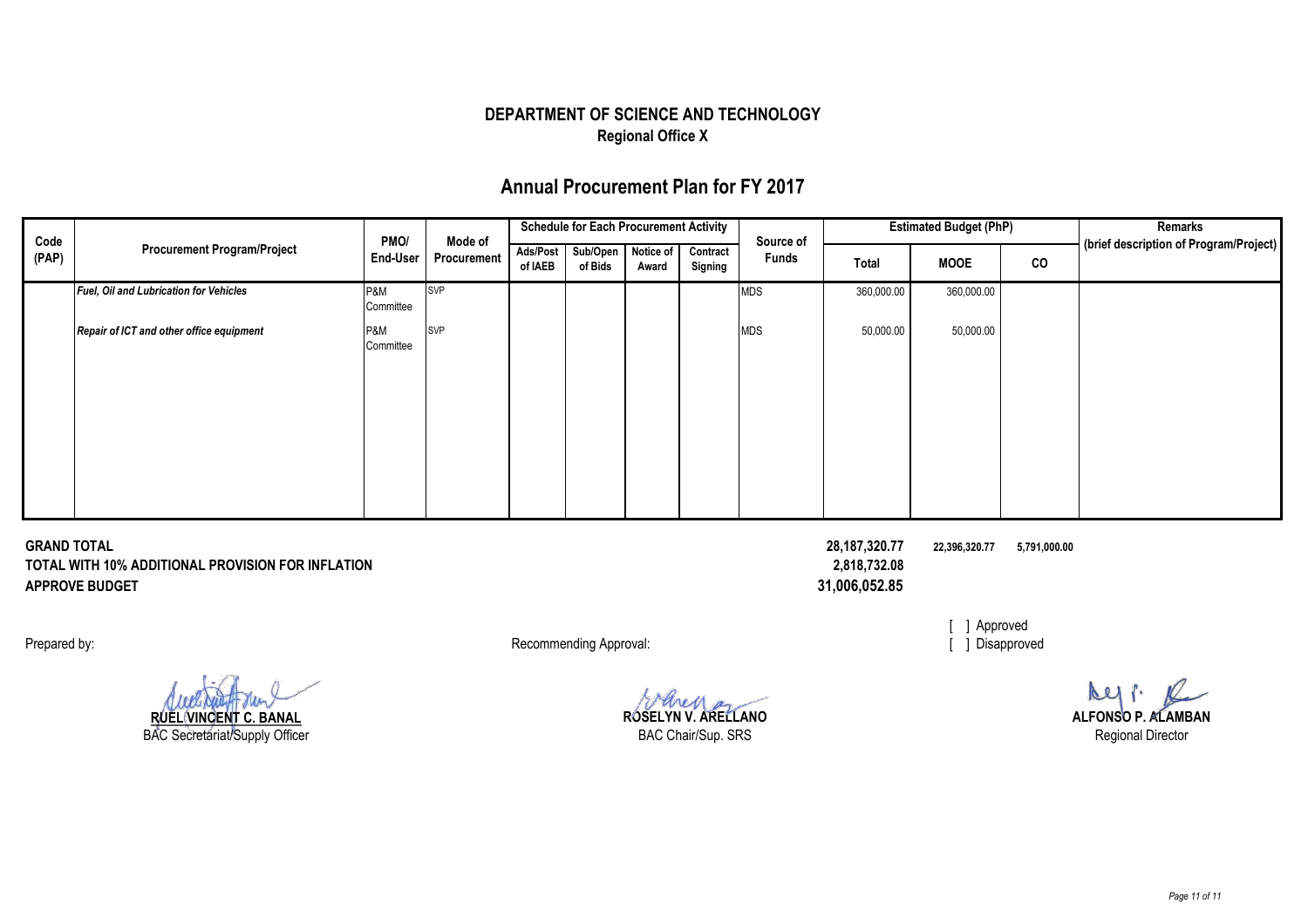# DEPARTMENT OF SCIENCE AND TECHNOLOGY

**Regional Office X**

## Annual Procurement Plan for FY 2017

| Code (PAP) | Procurement Program/Project | PMO/ End-User | Mode of Procurement | Schedule for Each Procurement Activity | | | | Source of Funds | Estimated Budget (PhP) | | | Remarks (brief description of Program/Project) |
|---|---|---|---|---|---|---|---|---|---|---|---|---|
| | | | | Ads/Post of IAEB | Sub/Open of Bids | Notice of Award | Contract Signing | | Total | MOOE | CO | |
| | ***Fuel, Oil and Lubrication for Vehicles*** | P&M Committee | SVP | | | | | MDS | 360,000.00 | 360,000.00 | | |
| | ***Repair of ICT and other office equipment*** | P&M Committee | SVP | | | | | MDS | 50,000.00 | 50,000.00 | | |

| | | | |
|---|---|---|---|
| **GRAND TOTAL** | **28,187,320.77** | **22,396,320.77** | **5,791,000.00** |
| **TOTAL WITH 10% ADDITIONAL PROVISION FOR INFLATION** | **2,818,732.08** | | |
| **APPROVE BUDGET** | **31,006,052.85** | | |

[ ] Approved
[ ] Disapproved

Prepared by:

**RUEL VINCENT C. BANAL**
BAC Secretariat/Supply Officer

Recommending Approval:

**ROSELYN V. ARELLANO**
BAC Chair/Sup. SRS

**ALFONSO P. ALAMBAN**
Regional Director